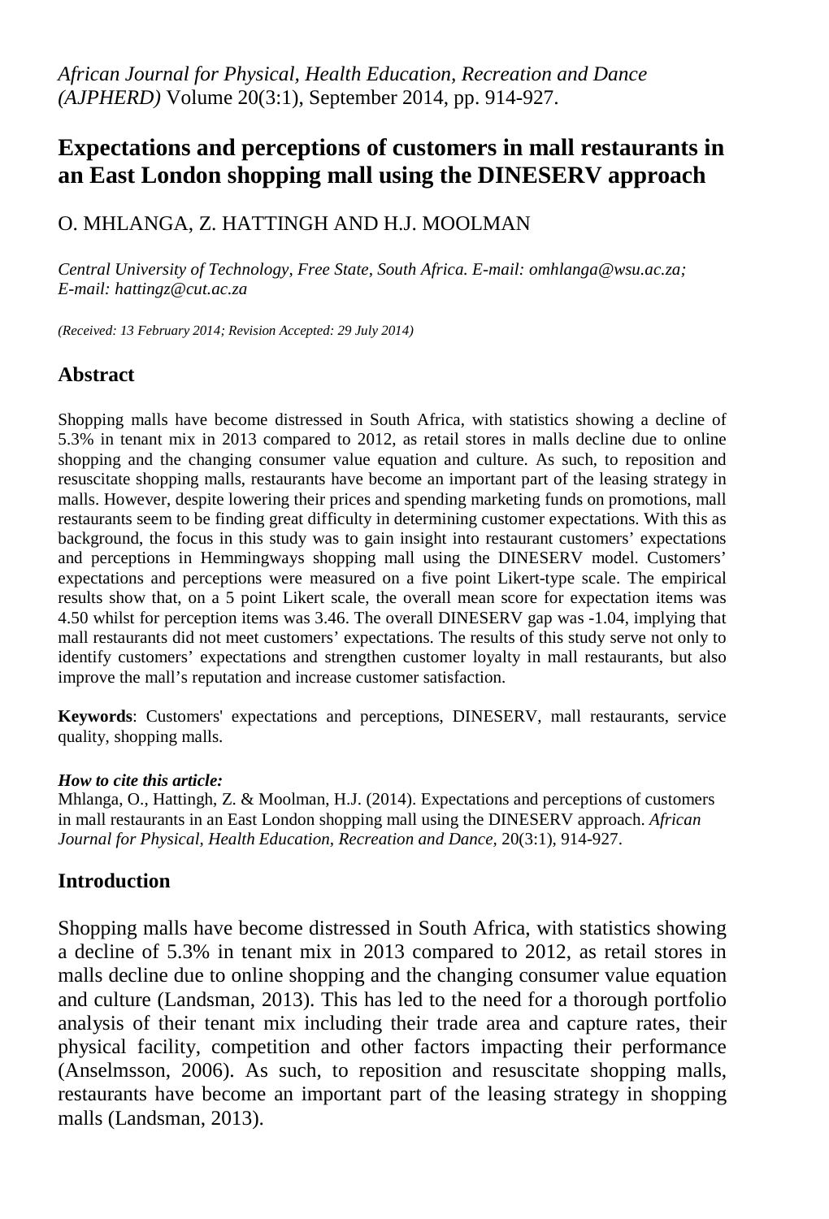*African Journal for Physical, Health Education, Recreation and Dance (AJPHERD)* Volume 20(3:1), September 2014, pp. 914-927.

# Expectations and perceptions of customers in mall restaurants in an East London shopping mall using the DINESERV approach

O. MHLANGA, Z. HATTINGH AND H.J. MOOLMAN

*Central University of Technology, Free State, South Africa. E-mail: omhlanga@wsu.ac.za; E-mail: hattingz@cut.ac.za*

*(Received: 13 February 2014; Revision Accepted: 29 July 2014)*

## Abstract

Shopping malls have become distressed in South Africa, with statistics showing a decline of 5.3% in tenant mix in 2013 compared to 2012, as retail stores in malls decline due to online shopping and the changing consumer value equation and culture. As such, to reposition and resuscitate shopping malls, restaurants have become an important part of the leasing strategy in malls. However, despite lowering their prices and spending marketing funds on promotions, mall restaurants seem to be finding great difficulty in determining customer expectations. With this as background, the focus in this study was to gain insight into restaurant customers' expectations and perceptions in Hemmingways shopping mall using the DINESERV model. Customers' expectations and perceptions were measured on a five point Likert-type scale. The empirical results show that, on a 5 point Likert scale, the overall mean score for expectation items was 4.50 whilst for perception items was 3.46. The overall DINESERV gap was -1.04, implying that mall restaurants did not meet customers' expectations. The results of this study serve not only to identify customers' expectations and strengthen customer loyalty in mall restaurants, but also improve the mall's reputation and increase customer satisfaction.

**Keywords**: Customers' expectations and perceptions, DINESERV, mall restaurants, service quality, shopping malls.

***How to cite this article:***
Mhlanga, O., Hattingh, Z. & Moolman, H.J. (2014). Expectations and perceptions of customers in mall restaurants in an East London shopping mall using the DINESERV approach. *African Journal for Physical, Health Education, Recreation and Dance*, 20(3:1), 914-927.

## Introduction

Shopping malls have become distressed in South Africa, with statistics showing a decline of 5.3% in tenant mix in 2013 compared to 2012, as retail stores in malls decline due to online shopping and the changing consumer value equation and culture (Landsman, 2013). This has led to the need for a thorough portfolio analysis of their tenant mix including their trade area and capture rates, their physical facility, competition and other factors impacting their performance (Anselmsson, 2006). As such, to reposition and resuscitate shopping malls, restaurants have become an important part of the leasing strategy in shopping malls (Landsman, 2013).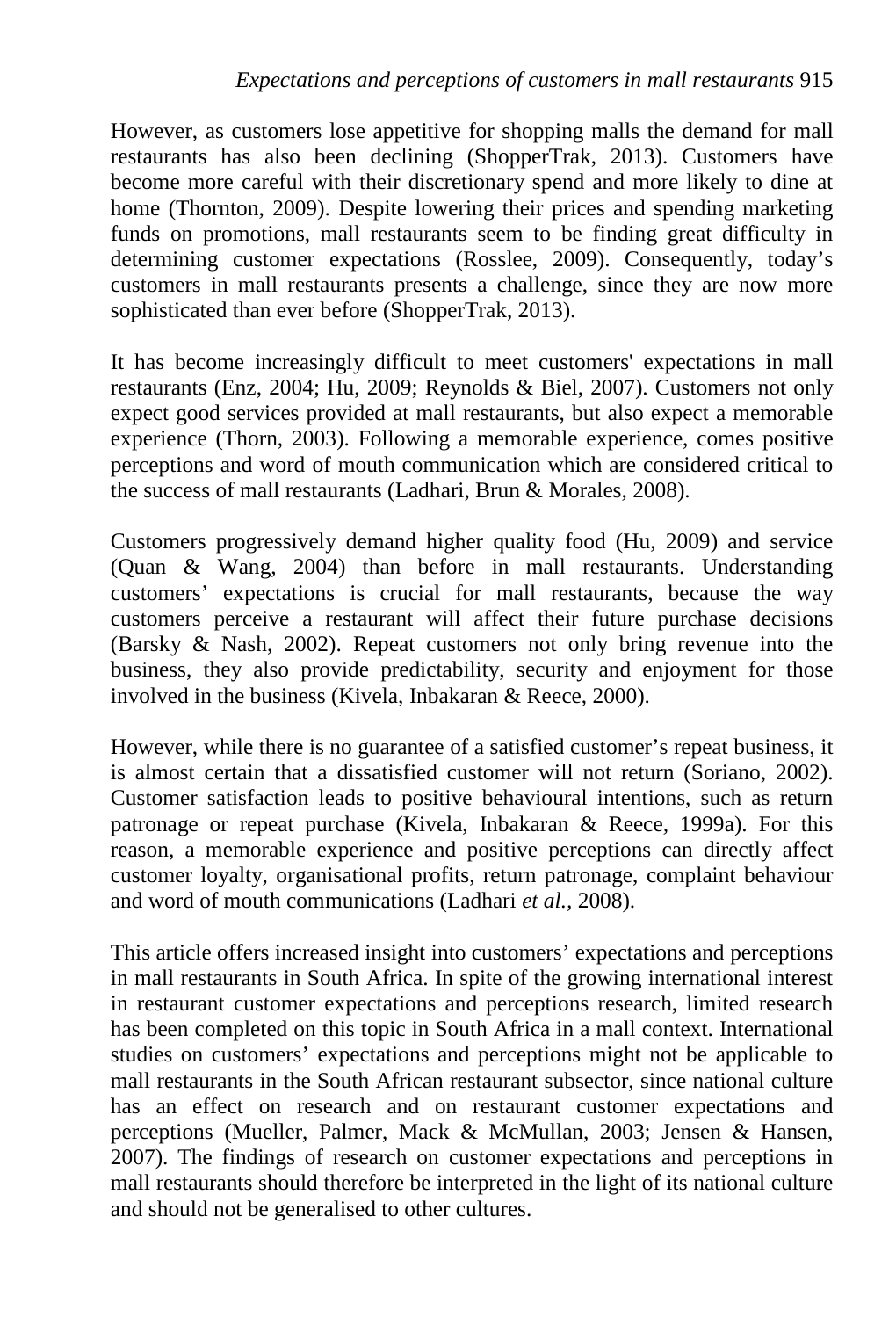However, as customers lose appetitive for shopping malls the demand for mall restaurants has also been declining (ShopperTrak, 2013). Customers have become more careful with their discretionary spend and more likely to dine at home (Thornton, 2009). Despite lowering their prices and spending marketing funds on promotions, mall restaurants seem to be finding great difficulty in determining customer expectations (Rosslee, 2009). Consequently, today's customers in mall restaurants presents a challenge, since they are now more sophisticated than ever before (ShopperTrak, 2013).

It has become increasingly difficult to meet customers' expectations in mall restaurants (Enz, 2004; Hu, 2009; Reynolds & Biel, 2007). Customers not only expect good services provided at mall restaurants, but also expect a memorable experience (Thorn, 2003). Following a memorable experience, comes positive perceptions and word of mouth communication which are considered critical to the success of mall restaurants (Ladhari, Brun & Morales, 2008).

Customers progressively demand higher quality food (Hu, 2009) and service (Quan & Wang, 2004) than before in mall restaurants. Understanding customers' expectations is crucial for mall restaurants, because the way customers perceive a restaurant will affect their future purchase decisions (Barsky & Nash, 2002). Repeat customers not only bring revenue into the business, they also provide predictability, security and enjoyment for those involved in the business (Kivela, Inbakaran & Reece, 2000).

However, while there is no guarantee of a satisfied customer's repeat business, it is almost certain that a dissatisfied customer will not return (Soriano, 2002). Customer satisfaction leads to positive behavioural intentions, such as return patronage or repeat purchase (Kivela, Inbakaran & Reece, 1999a). For this reason, a memorable experience and positive perceptions can directly affect customer loyalty, organisational profits, return patronage, complaint behaviour and word of mouth communications (Ladhari *et al.*, 2008).

This article offers increased insight into customers' expectations and perceptions in mall restaurants in South Africa. In spite of the growing international interest in restaurant customer expectations and perceptions research, limited research has been completed on this topic in South Africa in a mall context. International studies on customers' expectations and perceptions might not be applicable to mall restaurants in the South African restaurant subsector, since national culture has an effect on research and on restaurant customer expectations and perceptions (Mueller, Palmer, Mack & McMullan, 2003; Jensen & Hansen, 2007). The findings of research on customer expectations and perceptions in mall restaurants should therefore be interpreted in the light of its national culture and should not be generalised to other cultures.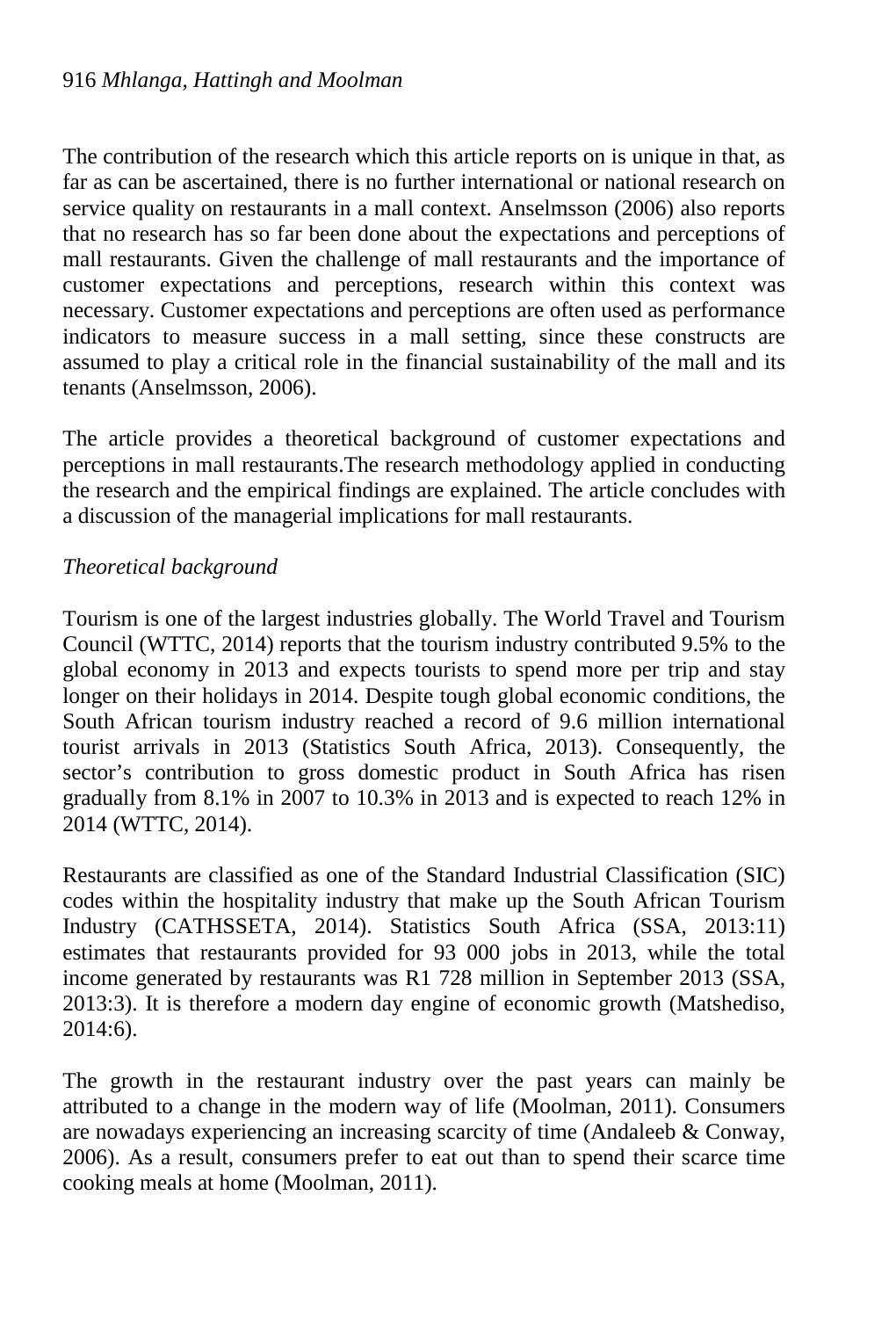The contribution of the research which this article reports on is unique in that, as far as can be ascertained, there is no further international or national research on service quality on restaurants in a mall context. Anselmsson (2006) also reports that no research has so far been done about the expectations and perceptions of mall restaurants. Given the challenge of mall restaurants and the importance of customer expectations and perceptions, research within this context was necessary. Customer expectations and perceptions are often used as performance indicators to measure success in a mall setting, since these constructs are assumed to play a critical role in the financial sustainability of the mall and its tenants (Anselmsson, 2006).

The article provides a theoretical background of customer expectations and perceptions in mall restaurants.The research methodology applied in conducting the research and the empirical findings are explained. The article concludes with a discussion of the managerial implications for mall restaurants.

## *Theoretical background*

Tourism is one of the largest industries globally. The World Travel and Tourism Council (WTTC, 2014) reports that the tourism industry contributed 9.5% to the global economy in 2013 and expects tourists to spend more per trip and stay longer on their holidays in 2014. Despite tough global economic conditions, the South African tourism industry reached a record of 9.6 million international tourist arrivals in 2013 (Statistics South Africa, 2013). Consequently, the sector's contribution to gross domestic product in South Africa has risen gradually from 8.1% in 2007 to 10.3% in 2013 and is expected to reach 12% in 2014 (WTTC, 2014).

Restaurants are classified as one of the Standard Industrial Classification (SIC) codes within the hospitality industry that make up the South African Tourism Industry (CATHSSETA, 2014). Statistics South Africa (SSA, 2013:11) estimates that restaurants provided for 93 000 jobs in 2013, while the total income generated by restaurants was R1 728 million in September 2013 (SSA, 2013:3). It is therefore a modern day engine of economic growth (Matshediso, 2014:6).

The growth in the restaurant industry over the past years can mainly be attributed to a change in the modern way of life (Moolman, 2011). Consumers are nowadays experiencing an increasing scarcity of time (Andaleeb & Conway, 2006). As a result, consumers prefer to eat out than to spend their scarce time cooking meals at home (Moolman, 2011).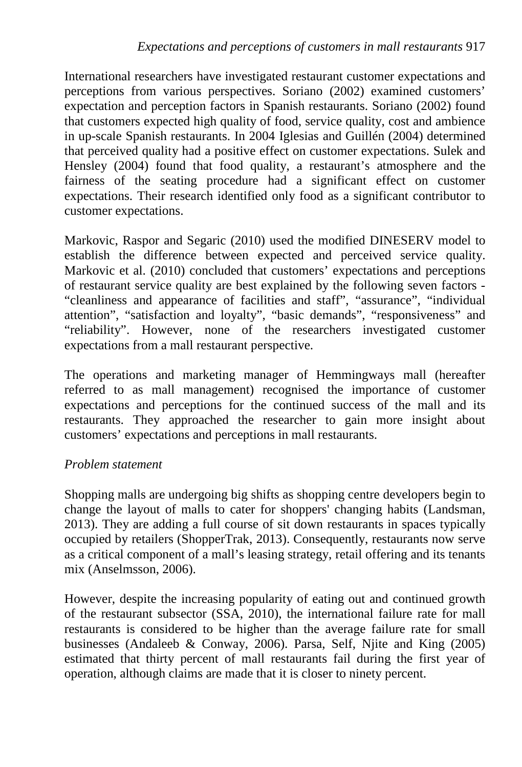International researchers have investigated restaurant customer expectations and perceptions from various perspectives. Soriano (2002) examined customers' expectation and perception factors in Spanish restaurants. Soriano (2002) found that customers expected high quality of food, service quality, cost and ambience in up-scale Spanish restaurants. In 2004 Iglesias and Guillén (2004) determined that perceived quality had a positive effect on customer expectations. Sulek and Hensley (2004) found that food quality, a restaurant's atmosphere and the fairness of the seating procedure had a significant effect on customer expectations. Their research identified only food as a significant contributor to customer expectations.

Markovic, Raspor and Segaric (2010) used the modified DINESERV model to establish the difference between expected and perceived service quality. Markovic et al. (2010) concluded that customers' expectations and perceptions of restaurant service quality are best explained by the following seven factors - "cleanliness and appearance of facilities and staff", "assurance", "individual attention", "satisfaction and loyalty", "basic demands", "responsiveness" and "reliability". However, none of the researchers investigated customer expectations from a mall restaurant perspective.

The operations and marketing manager of Hemmingways mall (hereafter referred to as mall management) recognised the importance of customer expectations and perceptions for the continued success of the mall and its restaurants. They approached the researcher to gain more insight about customers' expectations and perceptions in mall restaurants.

*Problem statement*

Shopping malls are undergoing big shifts as shopping centre developers begin to change the layout of malls to cater for shoppers' changing habits (Landsman, 2013). They are adding a full course of sit down restaurants in spaces typically occupied by retailers (ShopperTrak, 2013). Consequently, restaurants now serve as a critical component of a mall's leasing strategy, retail offering and its tenants mix (Anselmsson, 2006).

However, despite the increasing popularity of eating out and continued growth of the restaurant subsector (SSA, 2010), the international failure rate for mall restaurants is considered to be higher than the average failure rate for small businesses (Andaleeb & Conway, 2006). Parsa, Self, Njite and King (2005) estimated that thirty percent of mall restaurants fail during the first year of operation, although claims are made that it is closer to ninety percent.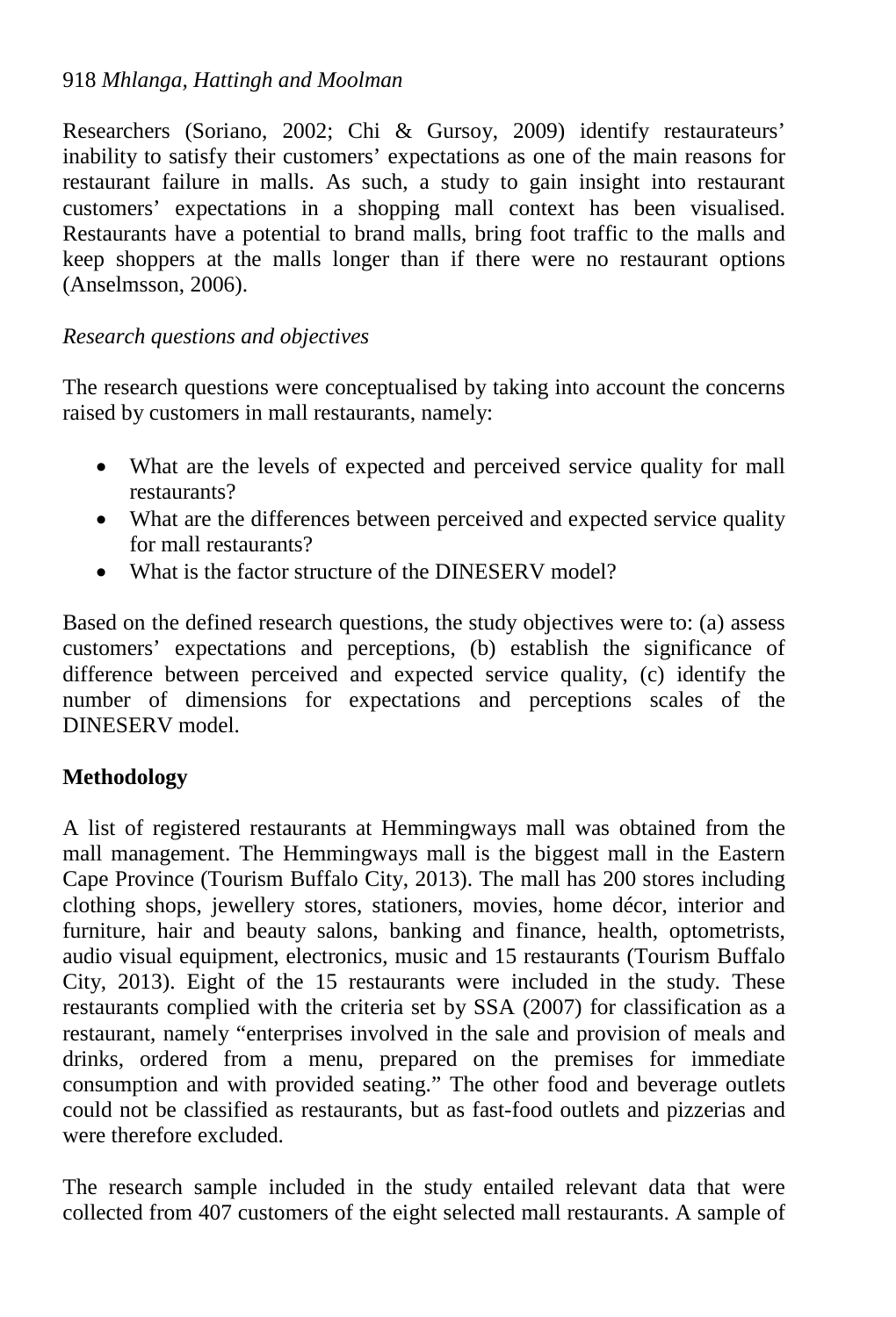Researchers (Soriano, 2002; Chi & Gursoy, 2009) identify restaurateurs' inability to satisfy their customers' expectations as one of the main reasons for restaurant failure in malls. As such, a study to gain insight into restaurant customers' expectations in a shopping mall context has been visualised. Restaurants have a potential to brand malls, bring foot traffic to the malls and keep shoppers at the malls longer than if there were no restaurant options (Anselmsson, 2006).

*Research questions and objectives*

The research questions were conceptualised by taking into account the concerns raised by customers in mall restaurants, namely:

- What are the levels of expected and perceived service quality for mall restaurants?
- What are the differences between perceived and expected service quality for mall restaurants?
- What is the factor structure of the DINESERV model?

Based on the defined research questions, the study objectives were to: (a) assess customers' expectations and perceptions, (b) establish the significance of difference between perceived and expected service quality, (c) identify the number of dimensions for expectations and perceptions scales of the DINESERV model.

## Methodology

A list of registered restaurants at Hemmingways mall was obtained from the mall management. The Hemmingways mall is the biggest mall in the Eastern Cape Province (Tourism Buffalo City, 2013). The mall has 200 stores including clothing shops, jewellery stores, stationers, movies, home décor, interior and furniture, hair and beauty salons, banking and finance, health, optometrists, audio visual equipment, electronics, music and 15 restaurants (Tourism Buffalo City, 2013). Eight of the 15 restaurants were included in the study. These restaurants complied with the criteria set by SSA (2007) for classification as a restaurant, namely "enterprises involved in the sale and provision of meals and drinks, ordered from a menu, prepared on the premises for immediate consumption and with provided seating." The other food and beverage outlets could not be classified as restaurants, but as fast-food outlets and pizzerias and were therefore excluded.

The research sample included in the study entailed relevant data that were collected from 407 customers of the eight selected mall restaurants. A sample of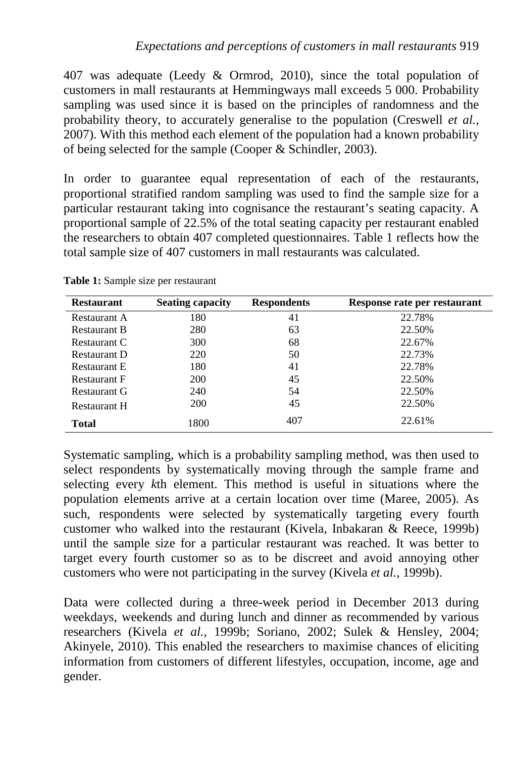407 was adequate (Leedy & Ormrod, 2010), since the total population of customers in mall restaurants at Hemmingways mall exceeds 5 000. Probability sampling was used since it is based on the principles of randomness and the probability theory, to accurately generalise to the population (Creswell *et al.*, 2007). With this method each element of the population had a known probability of being selected for the sample (Cooper & Schindler, 2003).

In order to guarantee equal representation of each of the restaurants, proportional stratified random sampling was used to find the sample size for a particular restaurant taking into cognisance the restaurant's seating capacity. A proportional sample of 22.5% of the total seating capacity per restaurant enabled the researchers to obtain 407 completed questionnaires. Table 1 reflects how the total sample size of 407 customers in mall restaurants was calculated.

**Table 1:** Sample size per restaurant

| Restaurant | Seating capacity | Respondents | Response rate per restaurant |
|---|---|---|---|
| Restaurant A | 180 | 41 | 22.78% |
| Restaurant B | 280 | 63 | 22.50% |
| Restaurant C | 300 | 68 | 22.67% |
| Restaurant D | 220 | 50 | 22.73% |
| Restaurant E | 180 | 41 | 22.78% |
| Restaurant F | 200 | 45 | 22.50% |
| Restaurant G | 240 | 54 | 22.50% |
| Restaurant H | 200 | 45 | 22.50% |
| **Total** | 1800 | 407 | 22.61% |

Systematic sampling, which is a probability sampling method, was then used to select respondents by systematically moving through the sample frame and selecting every *k*th element. This method is useful in situations where the population elements arrive at a certain location over time (Maree, 2005). As such, respondents were selected by systematically targeting every fourth customer who walked into the restaurant (Kivela, Inbakaran & Reece, 1999b) until the sample size for a particular restaurant was reached. It was better to target every fourth customer so as to be discreet and avoid annoying other customers who were not participating in the survey (Kivela *et al.*, 1999b).

Data were collected during a three-week period in December 2013 during weekdays, weekends and during lunch and dinner as recommended by various researchers (Kivela *et al.*, 1999b; Soriano, 2002; Sulek & Hensley, 2004; Akinyele, 2010). This enabled the researchers to maximise chances of eliciting information from customers of different lifestyles, occupation, income, age and gender.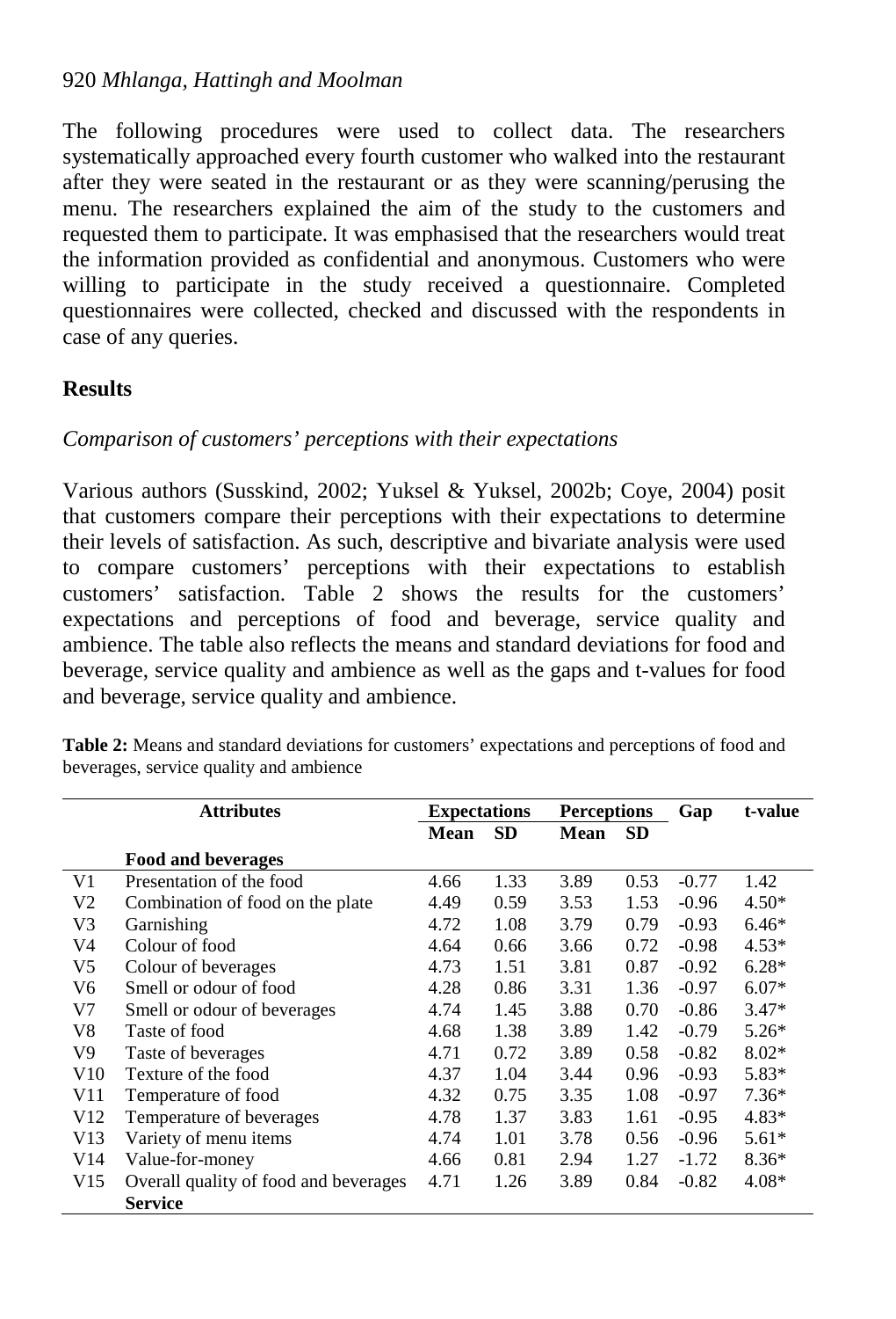The following procedures were used to collect data. The researchers systematically approached every fourth customer who walked into the restaurant after they were seated in the restaurant or as they were scanning/perusing the menu. The researchers explained the aim of the study to the customers and requested them to participate. It was emphasised that the researchers would treat the information provided as confidential and anonymous. Customers who were willing to participate in the study received a questionnaire. Completed questionnaires were collected, checked and discussed with the respondents in case of any queries.

## Results

### *Comparison of customers' perceptions with their expectations*

Various authors (Susskind, 2002; Yuksel & Yuksel, 2002b; Coye, 2004) posit that customers compare their perceptions with their expectations to determine their levels of satisfaction. As such, descriptive and bivariate analysis were used to compare customers' perceptions with their expectations to establish customers' satisfaction. Table 2 shows the results for the customers' expectations and perceptions of food and beverage, service quality and ambience. The table also reflects the means and standard deviations for food and beverage, service quality and ambience as well as the gaps and t-values for food and beverage, service quality and ambience.

**Table 2:** Means and standard deviations for customers' expectations and perceptions of food and beverages, service quality and ambience

| | Attributes | Expectations | | Perceptions | | Gap | t-value |
|---|---|---|---|---|---|---|---|
| | | Mean | SD | Mean | SD | | |
| | **Food and beverages** | | | | | | |
| V1 | Presentation of the food | 4.66 | 1.33 | 3.89 | 0.53 | -0.77 | 1.42 |
| V2 | Combination of food on the plate | 4.49 | 0.59 | 3.53 | 1.53 | -0.96 | 4.50* |
| V3 | Garnishing | 4.72 | 1.08 | 3.79 | 0.79 | -0.93 | 6.46* |
| V4 | Colour of food | 4.64 | 0.66 | 3.66 | 0.72 | -0.98 | 4.53* |
| V5 | Colour of beverages | 4.73 | 1.51 | 3.81 | 0.87 | -0.92 | 6.28* |
| V6 | Smell or odour of food | 4.28 | 0.86 | 3.31 | 1.36 | -0.97 | 6.07* |
| V7 | Smell or odour of beverages | 4.74 | 1.45 | 3.88 | 0.70 | -0.86 | 3.47* |
| V8 | Taste of food | 4.68 | 1.38 | 3.89 | 1.42 | -0.79 | 5.26* |
| V9 | Taste of beverages | 4.71 | 0.72 | 3.89 | 0.58 | -0.82 | 8.02* |
| V10 | Texture of the food | 4.37 | 1.04 | 3.44 | 0.96 | -0.93 | 5.83* |
| V11 | Temperature of food | 4.32 | 0.75 | 3.35 | 1.08 | -0.97 | 7.36* |
| V12 | Temperature of beverages | 4.78 | 1.37 | 3.83 | 1.61 | -0.95 | 4.83* |
| V13 | Variety of menu items | 4.74 | 1.01 | 3.78 | 0.56 | -0.96 | 5.61* |
| V14 | Value-for-money | 4.66 | 0.81 | 2.94 | 1.27 | -1.72 | 8.36* |
| V15 | Overall quality of food and beverages | 4.71 | 1.26 | 3.89 | 0.84 | -0.82 | 4.08* |
| | **Service** | | | | | | |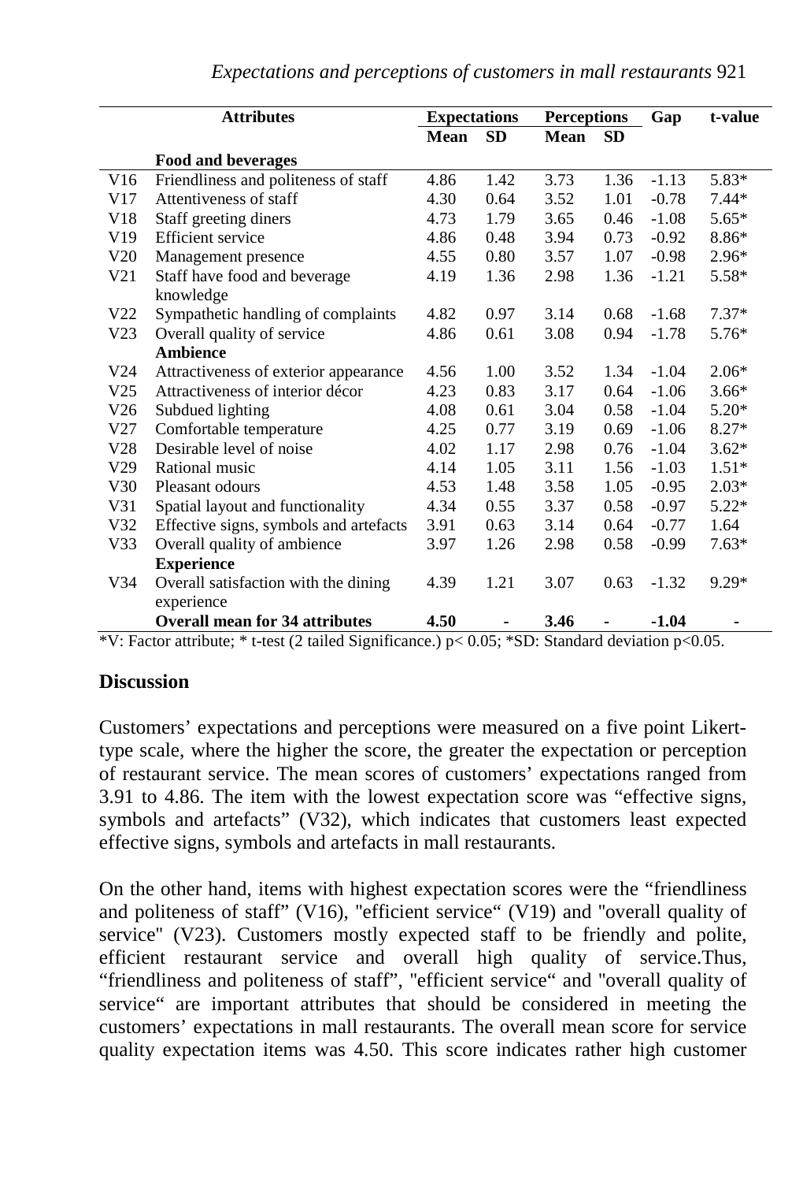| | Attributes | Expectations | | Perceptions | | Gap | t-value |
|---|---|---|---|---|---|---|---|
| | | Mean | SD | Mean | SD | | |
| | **Food and beverages** | | | | | | |
| V16 | Friendliness and politeness of staff | 4.86 | 1.42 | 3.73 | 1.36 | -1.13 | 5.83* |
| V17 | Attentiveness of staff | 4.30 | 0.64 | 3.52 | 1.01 | -0.78 | 7.44* |
| V18 | Staff greeting diners | 4.73 | 1.79 | 3.65 | 0.46 | -1.08 | 5.65* |
| V19 | Efficient service | 4.86 | 0.48 | 3.94 | 0.73 | -0.92 | 8.86* |
| V20 | Management presence | 4.55 | 0.80 | 3.57 | 1.07 | -0.98 | 2.96* |
| V21 | Staff have food and beverage knowledge | 4.19 | 1.36 | 2.98 | 1.36 | -1.21 | 5.58* |
| V22 | Sympathetic handling of complaints | 4.82 | 0.97 | 3.14 | 0.68 | -1.68 | 7.37* |
| V23 | Overall quality of service | 4.86 | 0.61 | 3.08 | 0.94 | -1.78 | 5.76* |
| | **Ambience** | | | | | | |
| V24 | Attractiveness of exterior appearance | 4.56 | 1.00 | 3.52 | 1.34 | -1.04 | 2.06* |
| V25 | Attractiveness of interior décor | 4.23 | 0.83 | 3.17 | 0.64 | -1.06 | 3.66* |
| V26 | Subdued lighting | 4.08 | 0.61 | 3.04 | 0.58 | -1.04 | 5.20* |
| V27 | Comfortable temperature | 4.25 | 0.77 | 3.19 | 0.69 | -1.06 | 8.27* |
| V28 | Desirable level of noise | 4.02 | 1.17 | 2.98 | 0.76 | -1.04 | 3.62* |
| V29 | Rational music | 4.14 | 1.05 | 3.11 | 1.56 | -1.03 | 1.51* |
| V30 | Pleasant odours | 4.53 | 1.48 | 3.58 | 1.05 | -0.95 | 2.03* |
| V31 | Spatial layout and functionality | 4.34 | 0.55 | 3.37 | 0.58 | -0.97 | 5.22* |
| V32 | Effective signs, symbols and artefacts | 3.91 | 0.63 | 3.14 | 0.64 | -0.77 | 1.64 |
| V33 | Overall quality of ambience | 3.97 | 1.26 | 2.98 | 0.58 | -0.99 | 7.63* |
| | **Experience** | | | | | | |
| V34 | Overall satisfaction with the dining experience | 4.39 | 1.21 | 3.07 | 0.63 | -1.32 | 9.29* |
| | **Overall mean for 34 attributes** | **4.50** | - | **3.46** | - | **-1.04** | - |

*V: Factor attribute; * t-test (2 tailed Significance.) $p < 0.05$; *SD: Standard deviation $p<0.05$.

## Discussion

Customers' expectations and perceptions were measured on a five point Likert-type scale, where the higher the score, the greater the expectation or perception of restaurant service. The mean scores of customers' expectations ranged from 3.91 to 4.86. The item with the lowest expectation score was "effective signs, symbols and artefacts" (V32), which indicates that customers least expected effective signs, symbols and artefacts in mall restaurants.

On the other hand, items with highest expectation scores were the "friendliness and politeness of staff" (V16), "efficient service" (V19) and "overall quality of service" (V23). Customers mostly expected staff to be friendly and polite, efficient restaurant service and overall high quality of service.Thus, "friendliness and politeness of staff", "efficient service" and "overall quality of service" are important attributes that should be considered in meeting the customers' expectations in mall restaurants. The overall mean score for service quality expectation items was 4.50. This score indicates rather high customer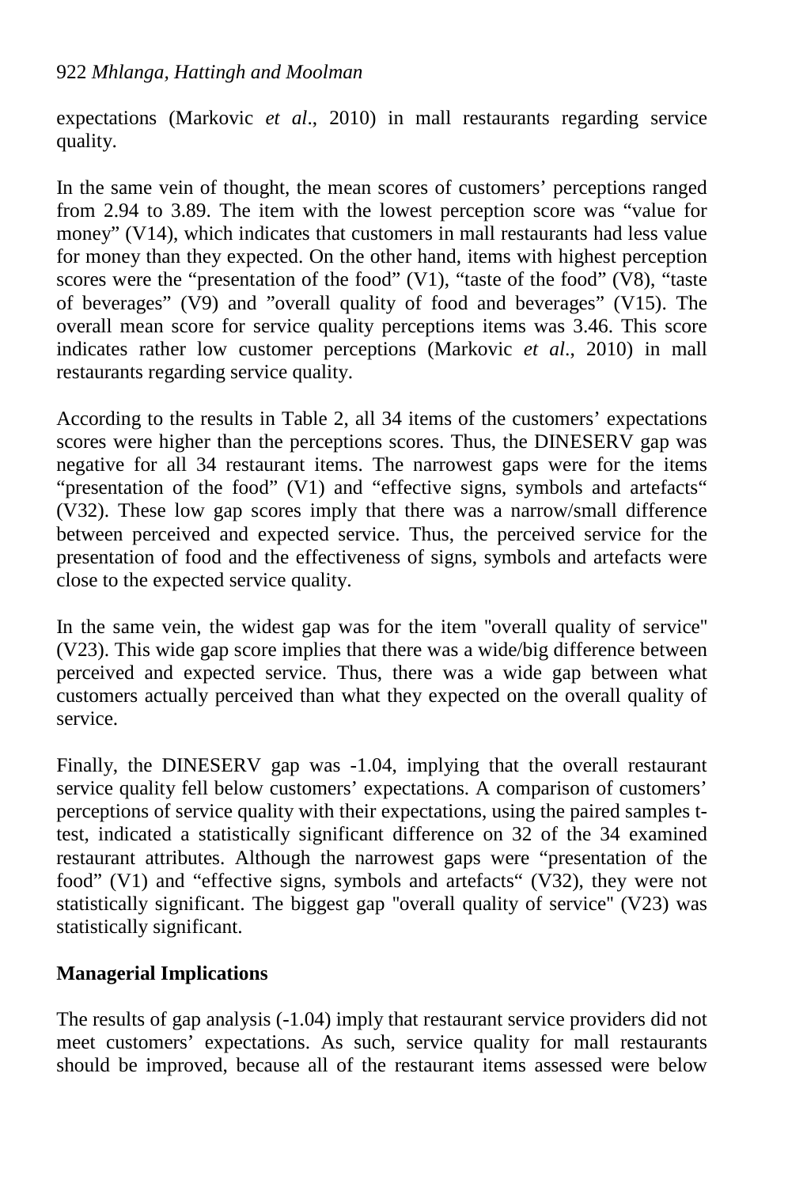expectations (Markovic *et al*., 2010) in mall restaurants regarding service quality.

In the same vein of thought, the mean scores of customers' perceptions ranged from 2.94 to 3.89. The item with the lowest perception score was "value for money" (V14), which indicates that customers in mall restaurants had less value for money than they expected. On the other hand, items with highest perception scores were the "presentation of the food" (V1), "taste of the food" (V8), "taste of beverages" (V9) and "overall quality of food and beverages" (V15). The overall mean score for service quality perceptions items was 3.46. This score indicates rather low customer perceptions (Markovic *et al*., 2010) in mall restaurants regarding service quality.

According to the results in Table 2, all 34 items of the customers' expectations scores were higher than the perceptions scores. Thus, the DINESERV gap was negative for all 34 restaurant items. The narrowest gaps were for the items "presentation of the food" (V1) and "effective signs, symbols and artefacts" (V32). These low gap scores imply that there was a narrow/small difference between perceived and expected service. Thus, the perceived service for the presentation of food and the effectiveness of signs, symbols and artefacts were close to the expected service quality.

In the same vein, the widest gap was for the item "overall quality of service" (V23). This wide gap score implies that there was a wide/big difference between perceived and expected service. Thus, there was a wide gap between what customers actually perceived than what they expected on the overall quality of service.

Finally, the DINESERV gap was -1.04, implying that the overall restaurant service quality fell below customers' expectations. A comparison of customers' perceptions of service quality with their expectations, using the paired samples t-test, indicated a statistically significant difference on 32 of the 34 examined restaurant attributes. Although the narrowest gaps were "presentation of the food" (V1) and "effective signs, symbols and artefacts" (V32), they were not statistically significant. The biggest gap "overall quality of service" (V23) was statistically significant.

## Managerial Implications

The results of gap analysis (-1.04) imply that restaurant service providers did not meet customers' expectations. As such, service quality for mall restaurants should be improved, because all of the restaurant items assessed were below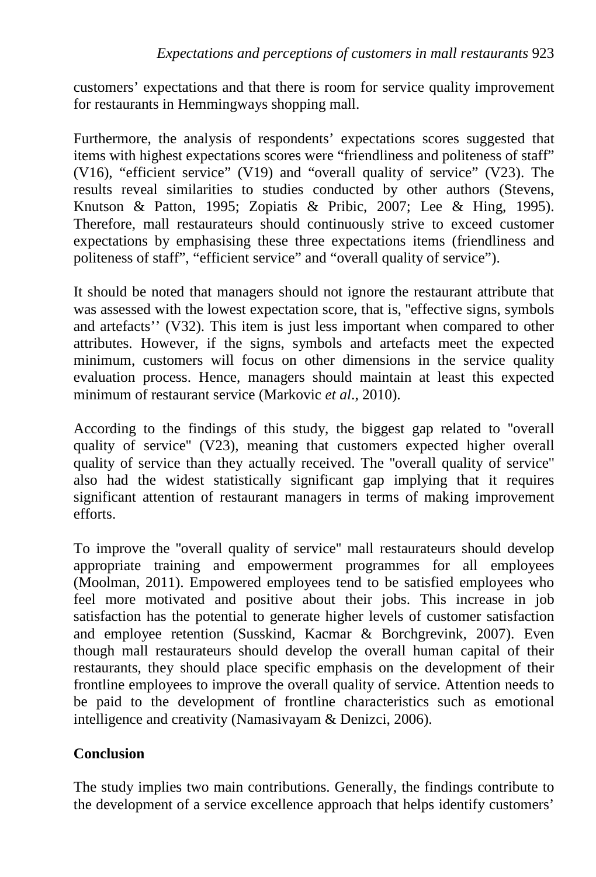customers' expectations and that there is room for service quality improvement for restaurants in Hemmingways shopping mall.

Furthermore, the analysis of respondents' expectations scores suggested that items with highest expectations scores were "friendliness and politeness of staff" (V16), "efficient service" (V19) and "overall quality of service" (V23). The results reveal similarities to studies conducted by other authors (Stevens, Knutson & Patton, 1995; Zopiatis & Pribic, 2007; Lee & Hing, 1995). Therefore, mall restaurateurs should continuously strive to exceed customer expectations by emphasising these three expectations items (friendliness and politeness of staff", "efficient service" and "overall quality of service").

It should be noted that managers should not ignore the restaurant attribute that was assessed with the lowest expectation score, that is, "effective signs, symbols and artefacts'' (V32). This item is just less important when compared to other attributes. However, if the signs, symbols and artefacts meet the expected minimum, customers will focus on other dimensions in the service quality evaluation process. Hence, managers should maintain at least this expected minimum of restaurant service (Markovic *et al*., 2010).

According to the findings of this study, the biggest gap related to "overall quality of service" (V23), meaning that customers expected higher overall quality of service than they actually received. The "overall quality of service" also had the widest statistically significant gap implying that it requires significant attention of restaurant managers in terms of making improvement efforts.

To improve the "overall quality of service" mall restaurateurs should develop appropriate training and empowerment programmes for all employees (Moolman, 2011). Empowered employees tend to be satisfied employees who feel more motivated and positive about their jobs. This increase in job satisfaction has the potential to generate higher levels of customer satisfaction and employee retention (Susskind, Kacmar & Borchgrevink, 2007). Even though mall restaurateurs should develop the overall human capital of their restaurants, they should place specific emphasis on the development of their frontline employees to improve the overall quality of service. Attention needs to be paid to the development of frontline characteristics such as emotional intelligence and creativity (Namasivayam & Denizci, 2006).

## Conclusion

The study implies two main contributions. Generally, the findings contribute to the development of a service excellence approach that helps identify customers'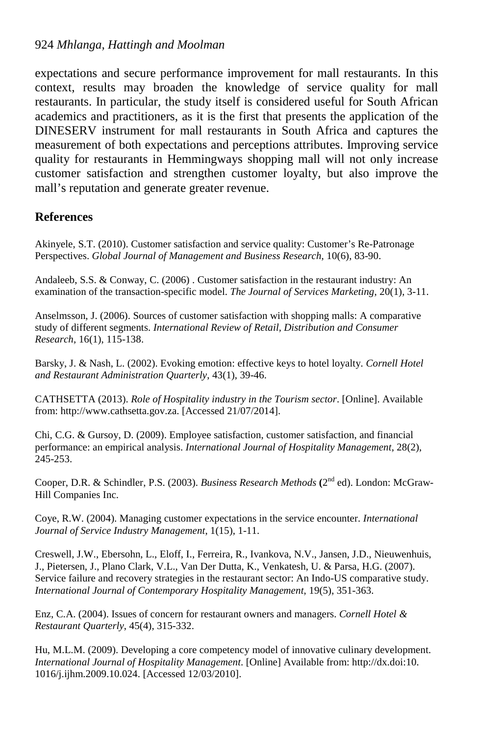expectations and secure performance improvement for mall restaurants. In this context, results may broaden the knowledge of service quality for mall restaurants. In particular, the study itself is considered useful for South African academics and practitioners, as it is the first that presents the application of the DINESERV instrument for mall restaurants in South Africa and captures the measurement of both expectations and perceptions attributes. Improving service quality for restaurants in Hemmingways shopping mall will not only increase customer satisfaction and strengthen customer loyalty, but also improve the mall's reputation and generate greater revenue.

## References

Akinyele, S.T. (2010). Customer satisfaction and service quality: Customer's Re-Patronage Perspectives. *Global Journal of Management and Business Research*, 10(6), 83-90.

Andaleeb, S.S. & Conway, C. (2006) . Customer satisfaction in the restaurant industry: An examination of the transaction-specific model. *The Journal of Services Marketing*, 20(1), 3-11.

Anselmsson, J. (2006). Sources of customer satisfaction with shopping malls: A comparative study of different segments. *International Review of Retail, Distribution and Consumer Research*, 16(1), 115-138.

Barsky, J. & Nash, L. (2002). Evoking emotion: effective keys to hotel loyalty. *Cornell Hotel and Restaurant Administration Quarterly*, 43(1), 39-46.

CATHSETTA (2013). *Role of Hospitality industry in the Tourism sector*. [Online]. Available from: http://www.cathsetta.gov.za. [Accessed 21/07/2014].

Chi, C.G. & Gursoy, D. (2009). Employee satisfaction, customer satisfaction, and financial performance: an empirical analysis. *International Journal of Hospitality Management*, 28(2), 245-253.

Cooper, D.R. & Schindler, P.S. (2003). *Business Research Methods* (2nd ed). London: McGraw-Hill Companies Inc.

Coye, R.W. (2004). Managing customer expectations in the service encounter. *International Journal of Service Industry Management*, 1(15), 1-11.

Creswell, J.W., Ebersohn, L., Eloff, I., Ferreira, R., Ivankova, N.V., Jansen, J.D., Nieuwenhuis, J., Pietersen, J., Plano Clark, V.L., Van Der Dutta, K., Venkatesh, U. & Parsa, H.G. (2007). Service failure and recovery strategies in the restaurant sector: An Indo-US comparative study. *International Journal of Contemporary Hospitality Management*, 19(5), 351-363.

Enz, C.A. (2004). Issues of concern for restaurant owners and managers. *Cornell Hotel & Restaurant Quarterly*, 45(4), 315-332.

Hu, M.L.M. (2009). Developing a core competency model of innovative culinary development. *International Journal of Hospitality Management*. [Online] Available from: http://dx.doi:10. 1016/j.ijhm.2009.10.024. [Accessed 12/03/2010].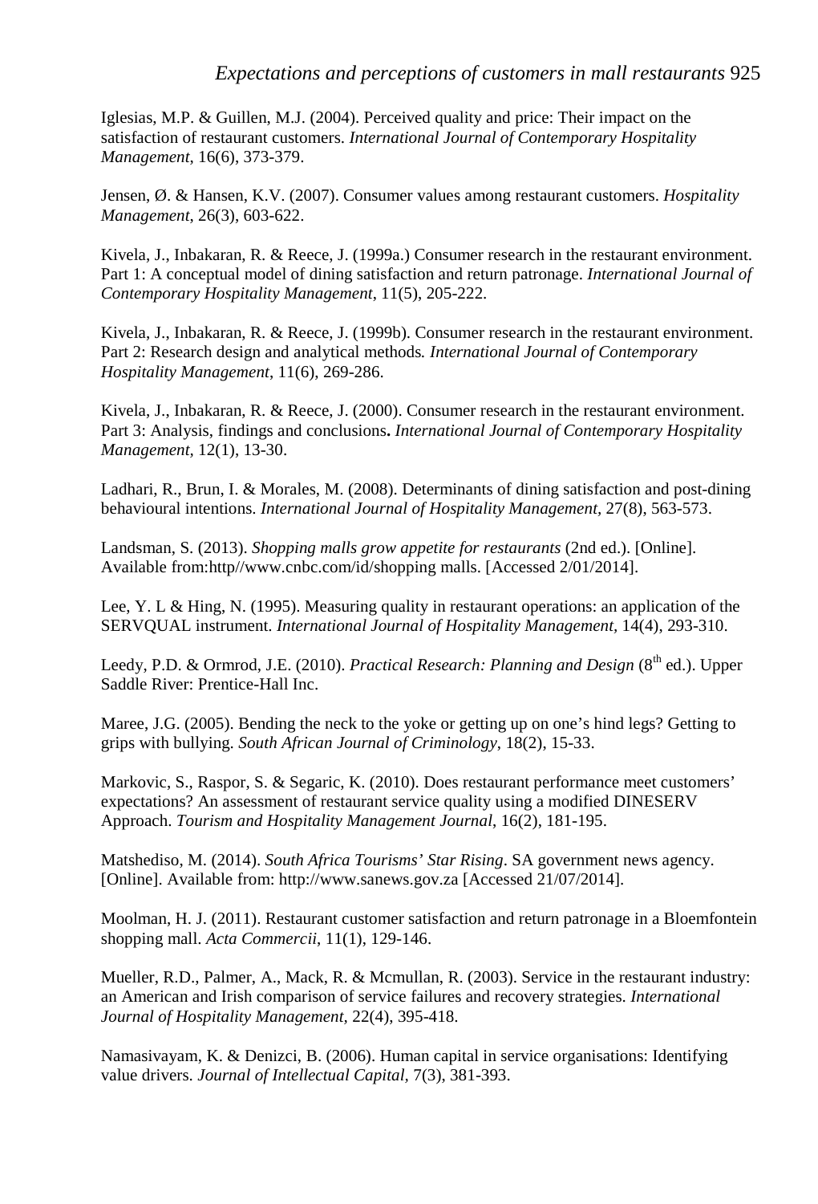Iglesias, M.P. & Guillen, M.J. (2004). Perceived quality and price: Their impact on the satisfaction of restaurant customers. *International Journal of Contemporary Hospitality Management*, 16(6), 373-379.

Jensen, Ø. & Hansen, K.V. (2007). Consumer values among restaurant customers. *Hospitality Management*, 26(3), 603-622.

Kivela, J., Inbakaran, R. & Reece, J. (1999a.) Consumer research in the restaurant environment. Part 1: A conceptual model of dining satisfaction and return patronage. *International Journal of Contemporary Hospitality Management*, 11(5), 205-222.

Kivela, J., Inbakaran, R. & Reece, J. (1999b). Consumer research in the restaurant environment. Part 2: Research design and analytical methods*. International Journal of Contemporary Hospitality Management*, 11(6), 269-286.

Kivela, J., Inbakaran, R. & Reece, J. (2000). Consumer research in the restaurant environment. Part 3: Analysis, findings and conclusions**.** *International Journal of Contemporary Hospitality Management,* 12(1), 13-30.

Ladhari, R., Brun, I. & Morales, M. (2008). Determinants of dining satisfaction and post-dining behavioural intentions. *International Journal of Hospitality Management*, 27(8), 563-573.

Landsman, S. (2013). *Shopping malls grow appetite for restaurants* (2nd ed.). [Online]. Available from:http//www.cnbc.com/id/shopping malls. [Accessed 2/01/2014].

Lee, Y. L & Hing, N. (1995). Measuring quality in restaurant operations: an application of the SERVQUAL instrument. *International Journal of Hospitality Management*, 14(4), 293-310.

Leedy, P.D. & Ormrod, J.E. (2010). *Practical Research: Planning and Design* (8th ed.). Upper Saddle River: Prentice-Hall Inc.

Maree, J.G. (2005). Bending the neck to the yoke or getting up on one's hind legs? Getting to grips with bullying. *South African Journal of Criminology*, 18(2), 15-33.

Markovic, S., Raspor, S. & Segaric, K. (2010). Does restaurant performance meet customers' expectations? An assessment of restaurant service quality using a modified DINESERV Approach. *Tourism and Hospitality Management Journal*, 16(2), 181-195.

Matshediso, M. (2014). *South Africa Tourisms' Star Rising*. SA government news agency. [Online]. Available from: http://www.sanews.gov.za [Accessed 21/07/2014].

Moolman, H. J. (2011). Restaurant customer satisfaction and return patronage in a Bloemfontein shopping mall. *Acta Commercii*, 11(1), 129-146.

Mueller, R.D., Palmer, A., Mack, R. & Mcmullan, R. (2003). Service in the restaurant industry: an American and Irish comparison of service failures and recovery strategies. *International Journal of Hospitality Management*, 22(4), 395-418.

Namasivayam, K. & Denizci, B. (2006). Human capital in service organisations: Identifying value drivers. *Journal of Intellectual Capital*, 7(3), 381-393.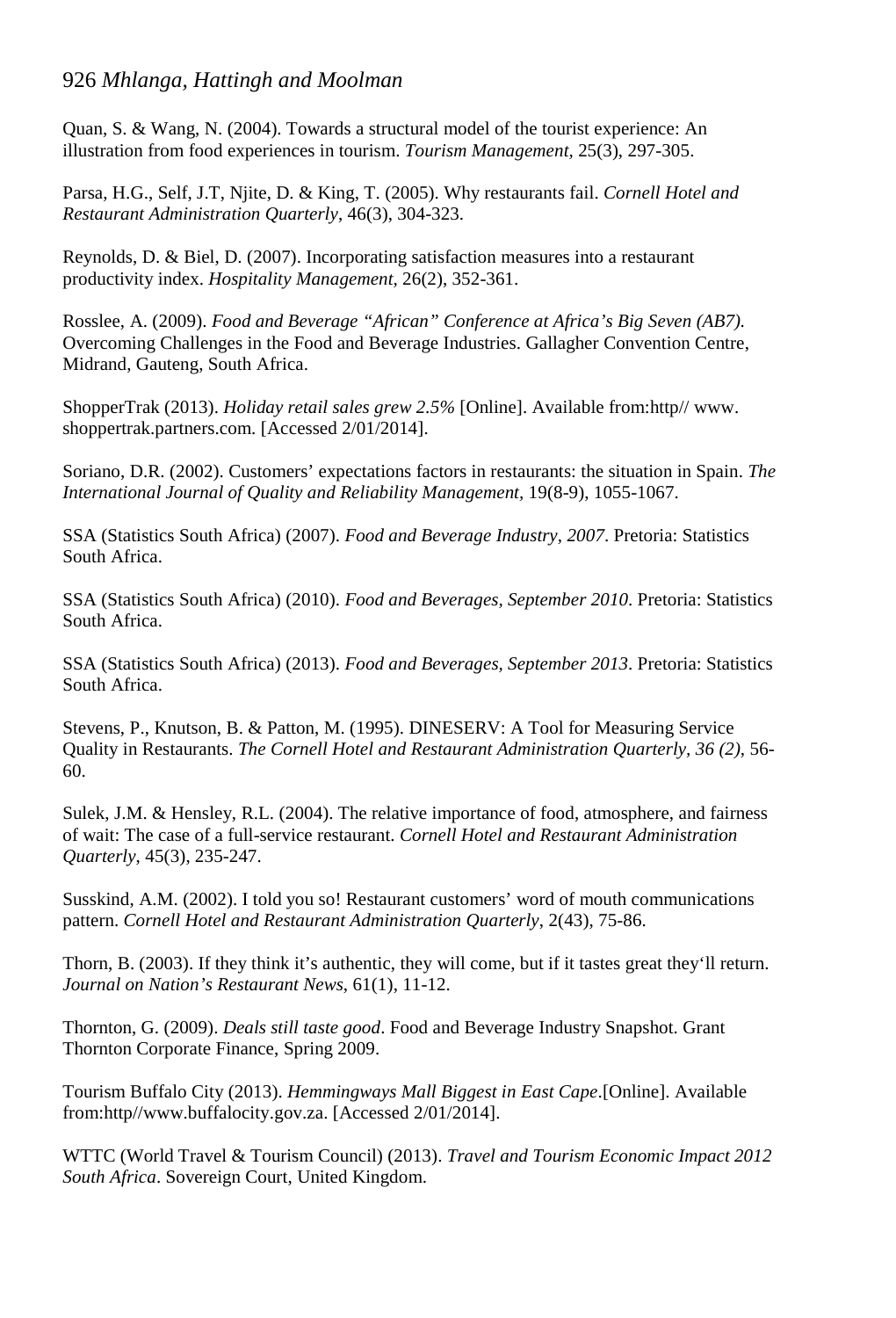Quan, S. & Wang, N. (2004). Towards a structural model of the tourist experience: An illustration from food experiences in tourism. *Tourism Management*, 25(3), 297-305.

Parsa, H.G., Self, J.T, Njite, D. & King, T. (2005). Why restaurants fail. *Cornell Hotel and Restaurant Administration Quarterly*, 46(3), 304-323.

Reynolds, D. & Biel, D. (2007). Incorporating satisfaction measures into a restaurant productivity index. *Hospitality Management*, 26(2), 352-361.

Rosslee, A. (2009). *Food and Beverage "African" Conference at Africa's Big Seven (AB7).* Overcoming Challenges in the Food and Beverage Industries. Gallagher Convention Centre, Midrand, Gauteng, South Africa.

ShopperTrak (2013). *Holiday retail sales grew 2.5%* [Online]. Available from:http// www. shoppertrak.partners.com. [Accessed 2/01/2014].

Soriano, D.R. (2002). Customers' expectations factors in restaurants: the situation in Spain. *The International Journal of Quality and Reliability Management,* 19(8-9), 1055-1067.

SSA (Statistics South Africa) (2007). *Food and Beverage Industry, 2007*. Pretoria: Statistics South Africa.

SSA (Statistics South Africa) (2010). *Food and Beverages, September 2010*. Pretoria: Statistics South Africa.

SSA (Statistics South Africa) (2013). *Food and Beverages, September 2013*. Pretoria: Statistics South Africa.

Stevens, P., Knutson, B. & Patton, M. (1995). DINESERV: A Tool for Measuring Service Quality in Restaurants. *The Cornell Hotel and Restaurant Administration Quarterly, 36 (2),* 56-60.

Sulek, J.M. & Hensley, R.L. (2004). The relative importance of food, atmosphere, and fairness of wait: The case of a full-service restaurant. *Cornell Hotel and Restaurant Administration Quarterly*, 45(3), 235-247.

Susskind, A.M. (2002). I told you so! Restaurant customers' word of mouth communications pattern. *Cornell Hotel and Restaurant Administration Quarterly*, 2(43), 75-86.

Thorn, B. (2003). If they think it's authentic, they will come, but if it tastes great they'll return. *Journal on Nation's Restaurant News*, 61(1), 11-12.

Thornton, G. (2009). *Deals still taste good*. Food and Beverage Industry Snapshot. Grant Thornton Corporate Finance, Spring 2009.

Tourism Buffalo City (2013). *Hemmingways Mall Biggest in East Cape*.[Online]. Available from:http//www.buffalocity.gov.za. [Accessed 2/01/2014].

WTTC (World Travel & Tourism Council) (2013). *Travel and Tourism Economic Impact 2012 South Africa*. Sovereign Court, United Kingdom.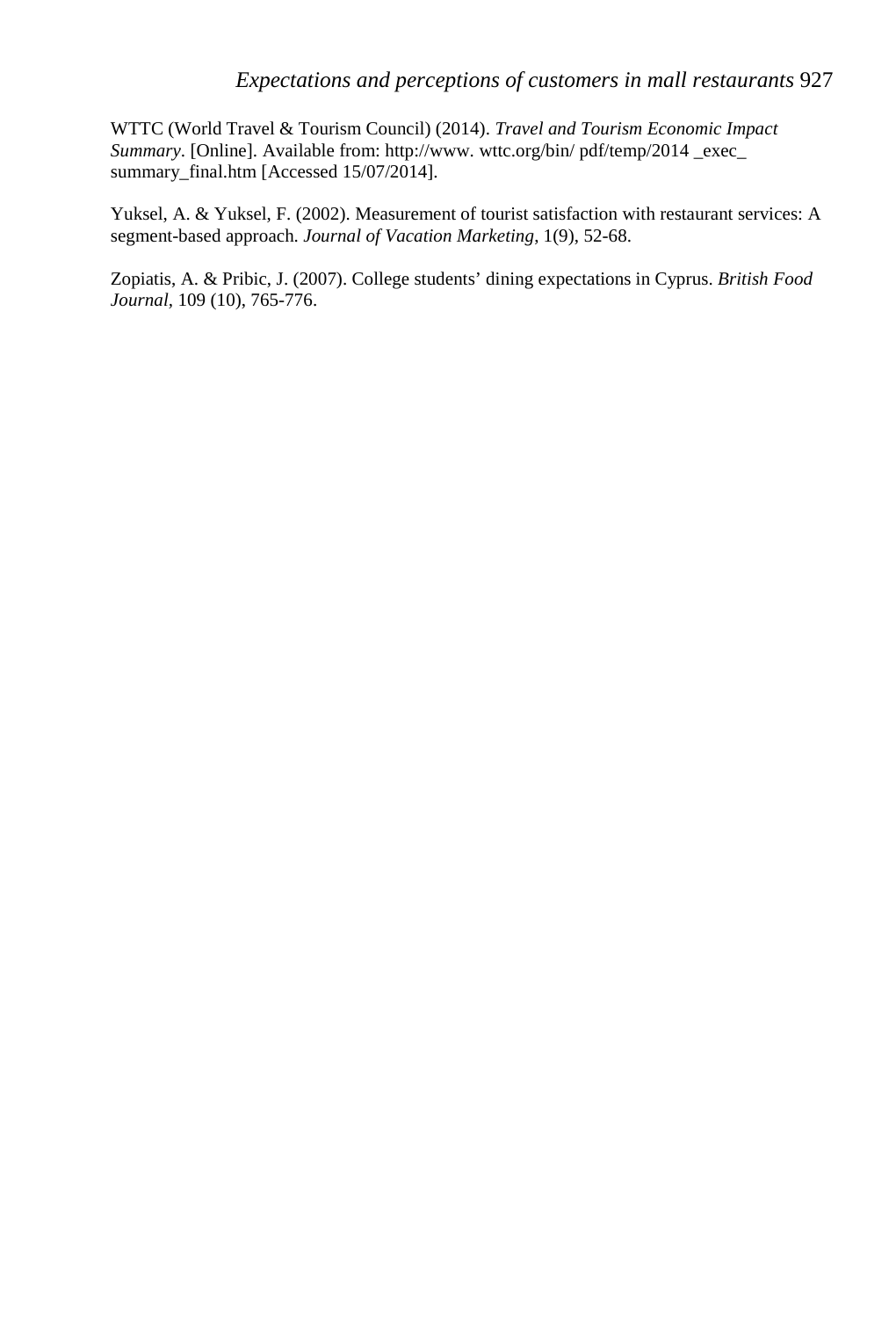WTTC (World Travel & Tourism Council) (2014). *Travel and Tourism Economic Impact Summary*. [Online]. Available from: http://www. wttc.org/bin/ pdf/temp/2014 _exec_ summary_final.htm [Accessed 15/07/2014].

Yuksel, A. & Yuksel, F. (2002). Measurement of tourist satisfaction with restaurant services: A segment-based approach. *Journal of Vacation Marketing*, 1(9), 52-68.

Zopiatis, A. & Pribic, J. (2007). College students' dining expectations in Cyprus. *British Food Journal*, 109 (10), 765-776.